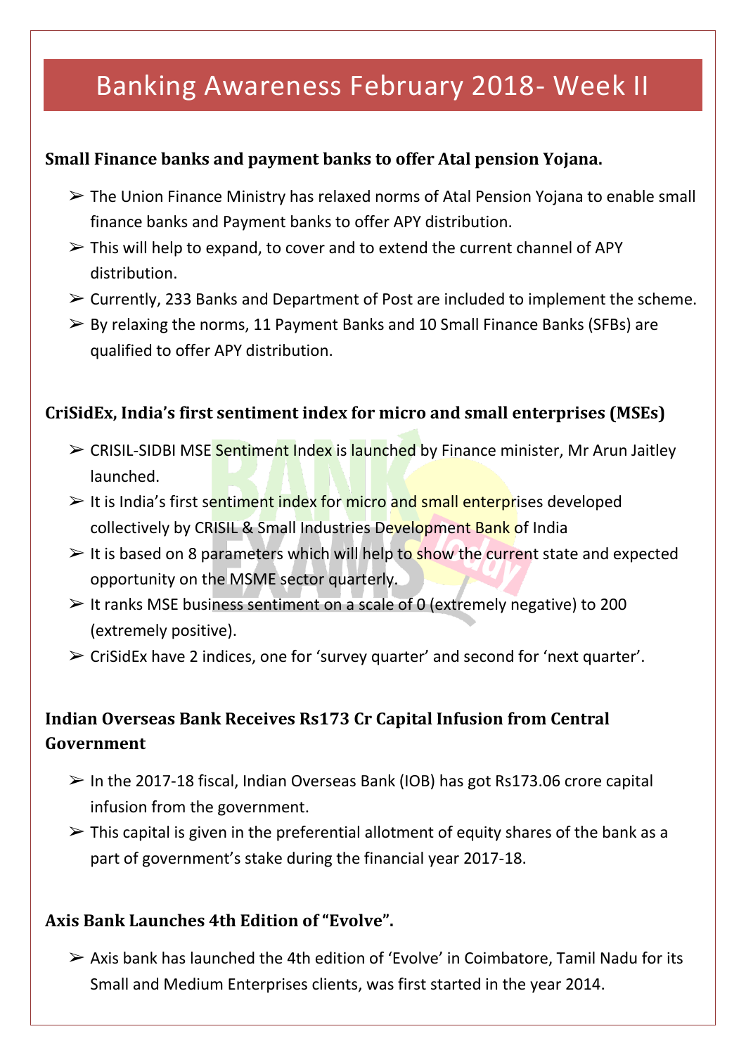# Banking Awareness February 2018- Week II

**Small Finance banks and payment banks to offer Atal pension Yojana.**

- The Union Finance Ministry has relaxed norms of Atal Pension Yojana to enable small finance banks and Payment banks to offer APY distribution.
- This will help to expand, to cover and to extend the current channel of APY distribution.
- Currently, 233 Banks and Department of Post are included to implement the scheme.
- By relaxing the norms, 11 Payment Banks and 10 Small Finance Banks (SFBs) are qualified to offer APY distribution.

**CriSidEx, India's first sentiment index for micro and small enterprises (MSEs)**

- CRISIL-SIDBI MSE Sentiment Index is launched by Finance minister, Mr Arun Jaitley launched.
- It is India's first sentiment index for micro and small enterprises developed collectively by CRISIL & Small Industries Development Bank of India
- It is based on 8 parameters which will help to show the current state and expected opportunity on the MSME sector quarterly.
- It ranks MSE business sentiment on a scale of 0 (extremely negative) to 200 (extremely positive).
- CriSidEx have 2 indices, one for 'survey quarter' and second for 'next quarter'.

**Indian Overseas Bank Receives Rs173 Cr Capital Infusion from Central Government**

- In the 2017-18 fiscal, Indian Overseas Bank (IOB) has got Rs173.06 crore capital infusion from the government.
- This capital is given in the preferential allotment of equity shares of the bank as a part of government's stake during the financial year 2017-18.

**Axis Bank Launches 4th Edition of "Evolve".**

- Axis bank has launched the 4th edition of 'Evolve' in Coimbatore, Tamil Nadu for its Small and Medium Enterprises clients, was first started in the year 2014.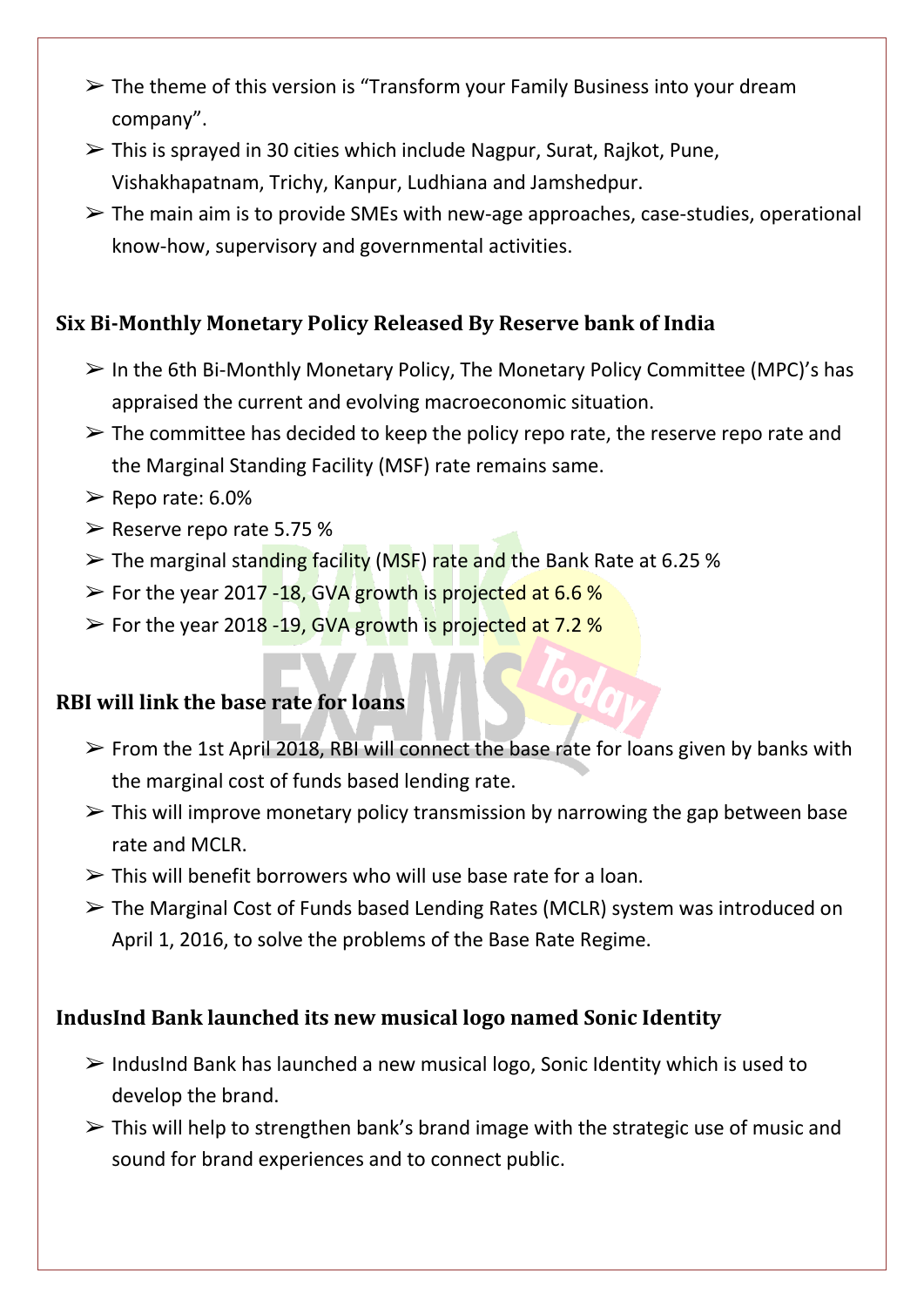- The theme of this version is "Transform your Family Business into your dream company".
- This is sprayed in 30 cities which include Nagpur, Surat, Rajkot, Pune, Vishakhapatnam, Trichy, Kanpur, Ludhiana and Jamshedpur.
- The main aim is to provide SMEs with new-age approaches, case-studies, operational know-how, supervisory and governmental activities.

### Six Bi-Monthly Monetary Policy Released By Reserve bank of India

- In the 6th Bi-Monthly Monetary Policy, The Monetary Policy Committee (MPC)'s has appraised the current and evolving macroeconomic situation.
- The committee has decided to keep the policy repo rate, the reserve repo rate and the Marginal Standing Facility (MSF) rate remains same.
- Repo rate: 6.0%
- Reserve repo rate 5.75 %
- The marginal standing facility (MSF) rate and the Bank Rate at 6.25 %
- For the year 2017 -18, GVA growth is projected at 6.6 %
- For the year 2018 -19, GVA growth is projected at 7.2 %

### RBI will link the base rate for loans

- From the 1st April 2018, RBI will connect the base rate for loans given by banks with the marginal cost of funds based lending rate.
- This will improve monetary policy transmission by narrowing the gap between base rate and MCLR.
- This will benefit borrowers who will use base rate for a loan.
- The Marginal Cost of Funds based Lending Rates (MCLR) system was introduced on April 1, 2016, to solve the problems of the Base Rate Regime.

### IndusInd Bank launched its new musical logo named Sonic Identity

- IndusInd Bank has launched a new musical logo, Sonic Identity which is used to develop the brand.
- This will help to strengthen bank's brand image with the strategic use of music and sound for brand experiences and to connect public.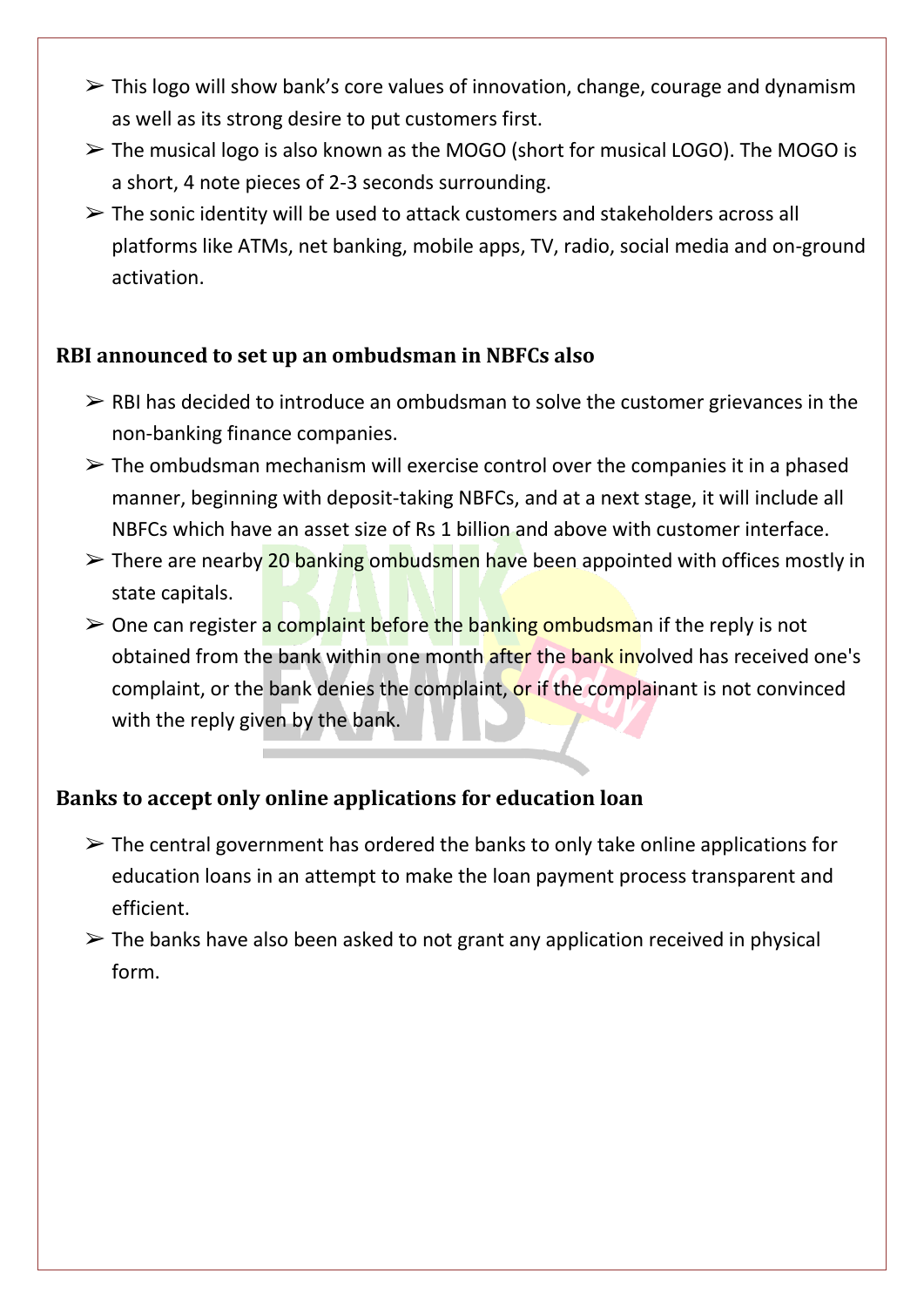- ➢ This logo will show bank's core values of innovation, change, courage and dynamism as well as its strong desire to put customers first.
- ➢ The musical logo is also known as the MOGO (short for musical LOGO). The MOGO is a short, 4 note pieces of 2-3 seconds surrounding.
- ➢ The sonic identity will be used to attack customers and stakeholders across all platforms like ATMs, net banking, mobile apps, TV, radio, social media and on-ground activation.

### RBI announced to set up an ombudsman in NBFCs also

- ➢ RBI has decided to introduce an ombudsman to solve the customer grievances in the non-banking finance companies.
- ➢ The ombudsman mechanism will exercise control over the companies it in a phased manner, beginning with deposit-taking NBFCs, and at a next stage, it will include all NBFCs which have an asset size of Rs 1 billion and above with customer interface.
- ➢ There are nearby 20 banking ombudsmen have been appointed with offices mostly in state capitals.
- ➢ One can register a complaint before the banking ombudsman if the reply is not obtained from the bank within one month after the bank involved has received one's complaint, or the bank denies the complaint, or if the complainant is not convinced with the reply given by the bank.

### Banks to accept only online applications for education loan

- ➢ The central government has ordered the banks to only take online applications for education loans in an attempt to make the loan payment process transparent and efficient.
- ➢ The banks have also been asked to not grant any application received in physical form.